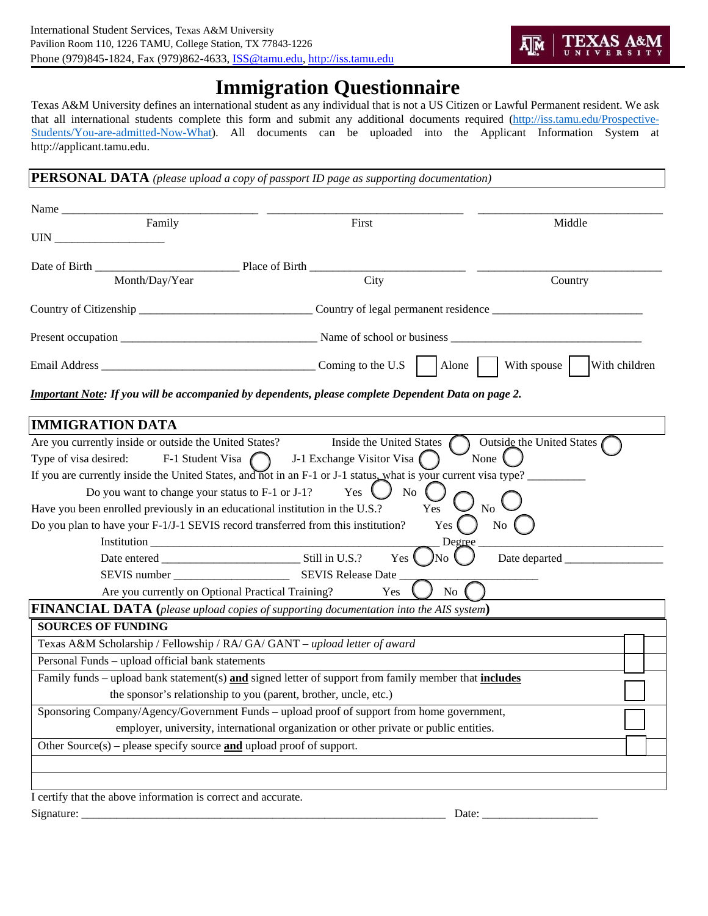International Student Services, Texas A&M University
Pavilion Room 110, 1226 TAMU, College Station, TX 77843-1226
Phone (979)845-1824, Fax (979)862-4633, ISS@tamu.edu, http://iss.tamu.edu

TEXAS A&M UNIVERSITY

# Immigration Questionnaire

Texas A&M University defines an international student as any individual that is not a US Citizen or Lawful Permanent resident. We ask that all international students complete this form and submit any additional documents required (http://iss.tamu.edu/Prospective-Students/You-are-admitted-Now-What). All documents can be uploaded into the Applicant Information System at http://applicant.tamu.edu.

## PERSONAL DATA *(please upload a copy of passport ID page as supporting documentation)*

Name ______________________________ ______________________________ ______________________________
Family First Middle

UIN __________________

Date of Birth ______________________ Place of Birth ________________________ ______________________________
Month/Day/Year City Country

Country of Citizenship __________________________ Country of legal permanent residence _______________________

Present occupation ______________________________ Name of school or business _____________________________

Email Address _________________________________ Coming to the U.S ☐ Alone ☐ With spouse ☐ With children

***Important Note:** If you will be accompanied by dependents, please complete Dependent Data on page 2.*

## IMMIGRATION DATA

Are you currently inside or outside the United States? Inside the United States ◯ Outside the United States ◯

Type of visa desired: F-1 Student Visa ◯ J-1 Exchange Visitor Visa ◯ None ◯

If you are currently inside the United States, and not in an F-1 or J-1 status, what is your current visa type? _________

Do you want to change your status to F-1 or J-1? Yes ◯ No ◯

Have you been enrolled previously in an educational institution in the U.S.? Yes ◯ No ◯

Do you plan to have your F-1/J-1 SEVIS record transferred from this institution? Yes ◯ No ◯

Institution ______________________________________________ Degree ______________________________

Date entered _______________________ Still in U.S.? Yes ◯ No ◯ Date departed ________________

SEVIS number ____________________ SEVIS Release Date _______________________

Are you currently on Optional Practical Training? Yes ◯ No ◯

## FINANCIAL DATA *(please upload copies of supporting documentation into the AIS system)*

| SOURCES OF FUNDING | |
|---|---|
| Texas A&M Scholarship / Fellowship / RA/ GA/ GANT – *upload letter of award* | ☐ |
| Personal Funds – upload official bank statements | ☐ |
| Family funds – upload bank statement(s) **and** signed letter of support from family member that **includes** the sponsor's relationship to you (parent, brother, uncle, etc.) | ☐ |
| Sponsoring Company/Agency/Government Funds – upload proof of support from home government, employer, university, international organization or other private or public entities. | ☐ |
| Other Source(s) – please specify source **and** upload proof of support. | ☐ |
| | |
| | |

I certify that the above information is correct and accurate.

Signature: ___________________________________________________________ Date: ___________________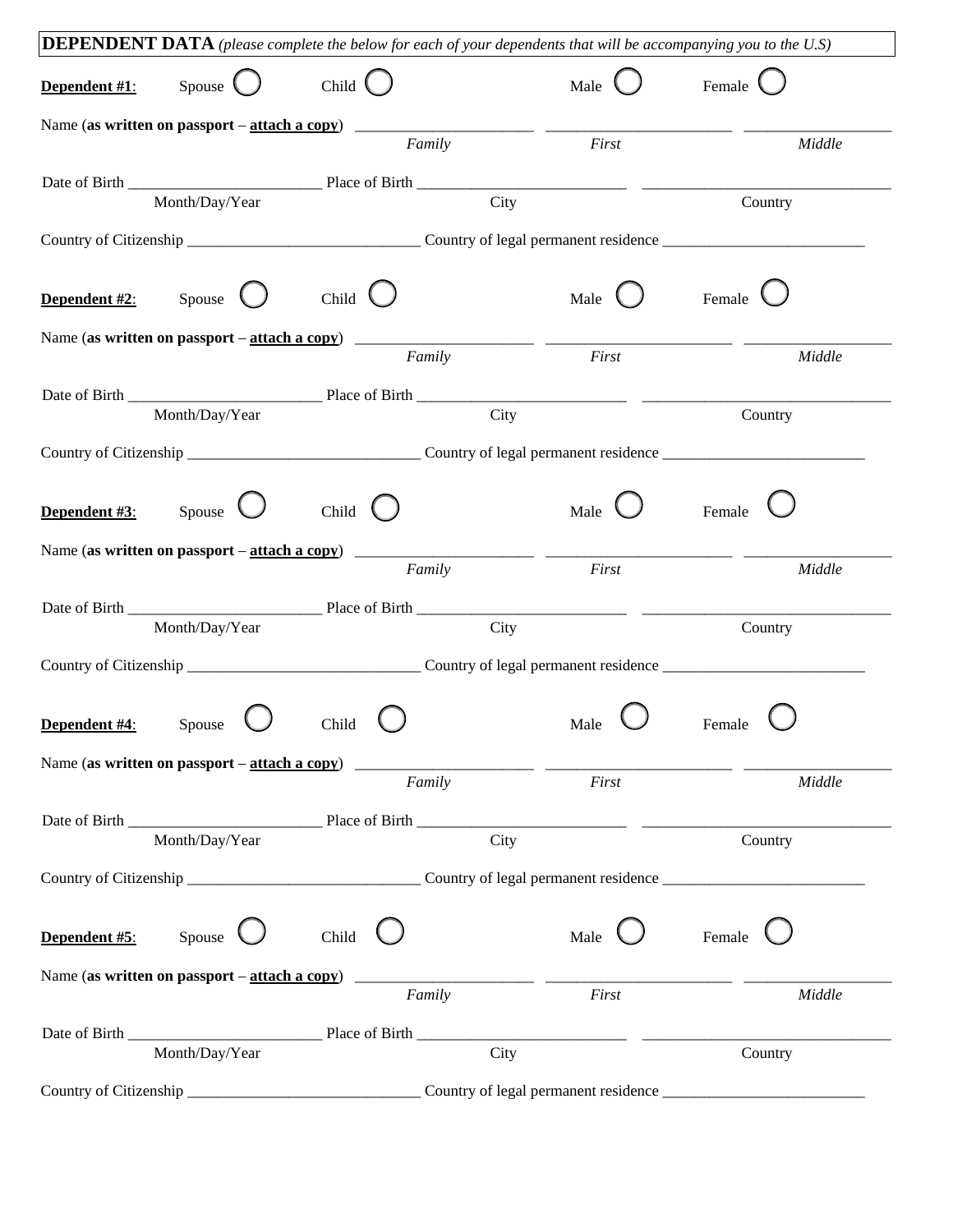**DEPENDENT DATA** *(please complete the below for each of your dependents that will be accompanying you to the U.S)*

**Dependent #1**: Spouse ◯ Child ◯ Male ◯ Female ◯

Name (**as written on passport** – **attach a copy**) ______________________ ______________________ ______________________
*Family* *First* *Middle*

Date of Birth ________________________ Place of Birth ________________________ ________________________
Month/Day/Year City Country

Country of Citizenship ____________________________ Country of legal permanent residence ________________________

**Dependent #2**: Spouse ◯ Child ◯ Male ◯ Female ◯

Name (**as written on passport** – **attach a copy**) ______________________ ______________________ ______________________
*Family* *First* *Middle*

Date of Birth ________________________ Place of Birth ________________________ ________________________
Month/Day/Year City Country

Country of Citizenship ____________________________ Country of legal permanent residence ________________________

**Dependent #3**: Spouse ◯ Child ◯ Male ◯ Female ◯

Name (**as written on passport** – **attach a copy**) ______________________ ______________________ ______________________
*Family* *First* *Middle*

Date of Birth ________________________ Place of Birth ________________________ ________________________
Month/Day/Year City Country

Country of Citizenship ____________________________ Country of legal permanent residence ________________________

**Dependent #4**: Spouse ◯ Child ◯ Male ◯ Female ◯

Name (**as written on passport** – **attach a copy**) ______________________ ______________________ ______________________
*Family* *First* *Middle*

Date of Birth ________________________ Place of Birth ________________________ ________________________
Month/Day/Year City Country

Country of Citizenship ____________________________ Country of legal permanent residence ________________________

**Dependent #5**: Spouse ◯ Child ◯ Male ◯ Female ◯

Name (**as written on passport** – **attach a copy**) ______________________ ______________________ ______________________
*Family* *First* *Middle*

Date of Birth ________________________ Place of Birth ________________________ ________________________
Month/Day/Year City Country

Country of Citizenship ____________________________ Country of legal permanent residence ________________________